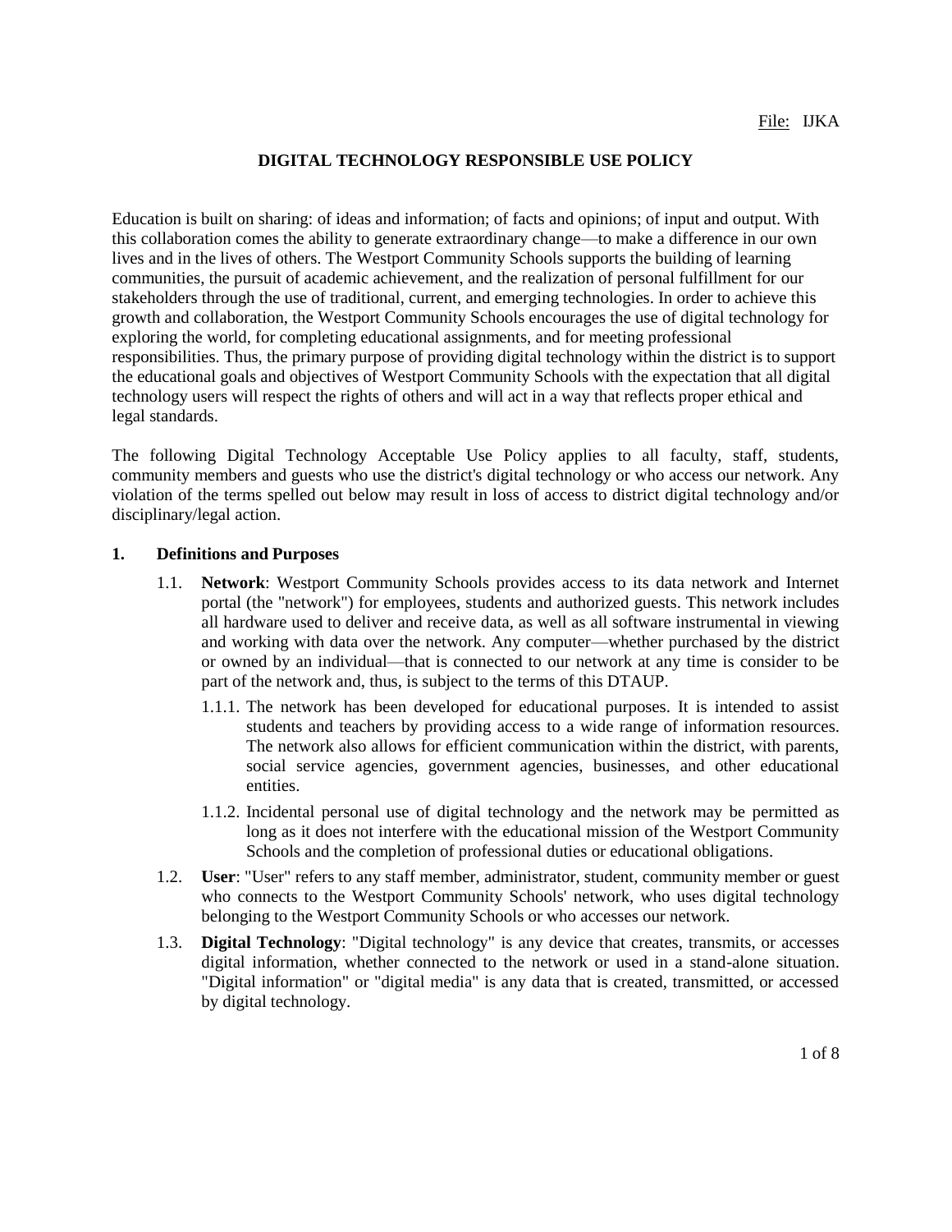File: IJKA

# DIGITAL TECHNOLOGY RESPONSIBLE USE POLICY

Education is built on sharing: of ideas and information; of facts and opinions; of input and output. With this collaboration comes the ability to generate extraordinary change—to make a difference in our own lives and in the lives of others. The Westport Community Schools supports the building of learning communities, the pursuit of academic achievement, and the realization of personal fulfillment for our stakeholders through the use of traditional, current, and emerging technologies. In order to achieve this growth and collaboration, the Westport Community Schools encourages the use of digital technology for exploring the world, for completing educational assignments, and for meeting professional responsibilities. Thus, the primary purpose of providing digital technology within the district is to support the educational goals and objectives of Westport Community Schools with the expectation that all digital technology users will respect the rights of others and will act in a way that reflects proper ethical and legal standards.

The following Digital Technology Acceptable Use Policy applies to all faculty, staff, students, community members and guests who use the district's digital technology or who access our network. Any violation of the terms spelled out below may result in loss of access to district digital technology and/or disciplinary/legal action.

## 1. Definitions and Purposes

1.1. **Network**: Westport Community Schools provides access to its data network and Internet portal (the "network") for employees, students and authorized guests. This network includes all hardware used to deliver and receive data, as well as all software instrumental in viewing and working with data over the network. Any computer—whether purchased by the district or owned by an individual—that is connected to our network at any time is consider to be part of the network and, thus, is subject to the terms of this DTAUP.

1.1.1. The network has been developed for educational purposes. It is intended to assist students and teachers by providing access to a wide range of information resources. The network also allows for efficient communication within the district, with parents, social service agencies, government agencies, businesses, and other educational entities.

1.1.2. Incidental personal use of digital technology and the network may be permitted as long as it does not interfere with the educational mission of the Westport Community Schools and the completion of professional duties or educational obligations.

1.2. **User**: "User" refers to any staff member, administrator, student, community member or guest who connects to the Westport Community Schools' network, who uses digital technology belonging to the Westport Community Schools or who accesses our network.

1.3. **Digital Technology**: "Digital technology" is any device that creates, transmits, or accesses digital information, whether connected to the network or used in a stand-alone situation. "Digital information" or "digital media" is any data that is created, transmitted, or accessed by digital technology.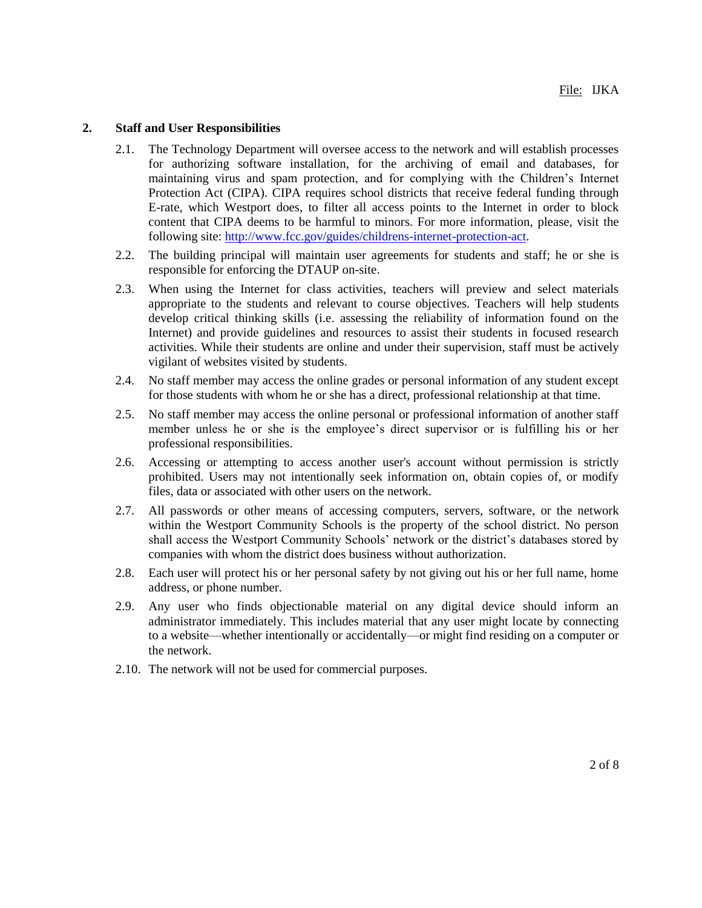## 2. Staff and User Responsibilities

2.1. The Technology Department will oversee access to the network and will establish processes for authorizing software installation, for the archiving of email and databases, for maintaining virus and spam protection, and for complying with the Children's Internet Protection Act (CIPA). CIPA requires school districts that receive federal funding through E-rate, which Westport does, to filter all access points to the Internet in order to block content that CIPA deems to be harmful to minors. For more information, please, visit the following site: [http://www.fcc.gov/guides/childrens-internet-protection-act](http://www.fcc.gov/guides/childrens-internet-protection-act).

2.2. The building principal will maintain user agreements for students and staff; he or she is responsible for enforcing the DTAUP on-site.

2.3. When using the Internet for class activities, teachers will preview and select materials appropriate to the students and relevant to course objectives. Teachers will help students develop critical thinking skills (i.e. assessing the reliability of information found on the Internet) and provide guidelines and resources to assist their students in focused research activities. While their students are online and under their supervision, staff must be actively vigilant of websites visited by students.

2.4. No staff member may access the online grades or personal information of any student except for those students with whom he or she has a direct, professional relationship at that time.

2.5. No staff member may access the online personal or professional information of another staff member unless he or she is the employee's direct supervisor or is fulfilling his or her professional responsibilities.

2.6. Accessing or attempting to access another user's account without permission is strictly prohibited. Users may not intentionally seek information on, obtain copies of, or modify files, data or associated with other users on the network.

2.7. All passwords or other means of accessing computers, servers, software, or the network within the Westport Community Schools is the property of the school district. No person shall access the Westport Community Schools' network or the district's databases stored by companies with whom the district does business without authorization.

2.8. Each user will protect his or her personal safety by not giving out his or her full name, home address, or phone number.

2.9. Any user who finds objectionable material on any digital device should inform an administrator immediately. This includes material that any user might locate by connecting to a website—whether intentionally or accidentally—or might find residing on a computer or the network.

2.10. The network will not be used for commercial purposes.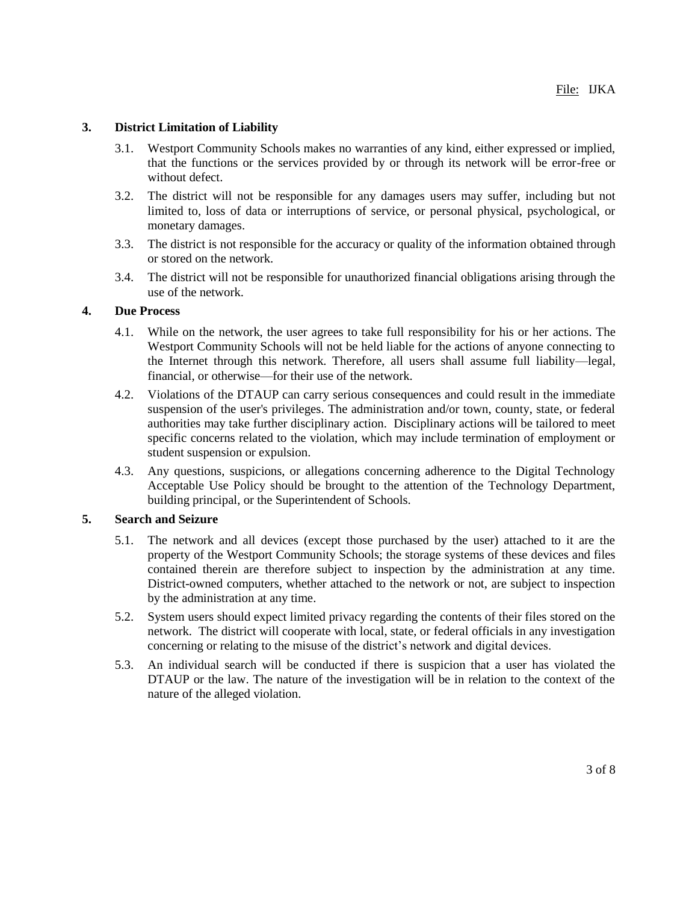### 3. District Limitation of Liability

3.1. Westport Community Schools makes no warranties of any kind, either expressed or implied, that the functions or the services provided by or through its network will be error-free or without defect.

3.2. The district will not be responsible for any damages users may suffer, including but not limited to, loss of data or interruptions of service, or personal physical, psychological, or monetary damages.

3.3. The district is not responsible for the accuracy or quality of the information obtained through or stored on the network.

3.4. The district will not be responsible for unauthorized financial obligations arising through the use of the network.

### 4. Due Process

4.1. While on the network, the user agrees to take full responsibility for his or her actions. The Westport Community Schools will not be held liable for the actions of anyone connecting to the Internet through this network. Therefore, all users shall assume full liability—legal, financial, or otherwise—for their use of the network.

4.2. Violations of the DTAUP can carry serious consequences and could result in the immediate suspension of the user's privileges. The administration and/or town, county, state, or federal authorities may take further disciplinary action. Disciplinary actions will be tailored to meet specific concerns related to the violation, which may include termination of employment or student suspension or expulsion.

4.3. Any questions, suspicions, or allegations concerning adherence to the Digital Technology Acceptable Use Policy should be brought to the attention of the Technology Department, building principal, or the Superintendent of Schools.

### 5. Search and Seizure

5.1. The network and all devices (except those purchased by the user) attached to it are the property of the Westport Community Schools; the storage systems of these devices and files contained therein are therefore subject to inspection by the administration at any time. District-owned computers, whether attached to the network or not, are subject to inspection by the administration at any time.

5.2. System users should expect limited privacy regarding the contents of their files stored on the network. The district will cooperate with local, state, or federal officials in any investigation concerning or relating to the misuse of the district's network and digital devices.

5.3. An individual search will be conducted if there is suspicion that a user has violated the DTAUP or the law. The nature of the investigation will be in relation to the context of the nature of the alleged violation.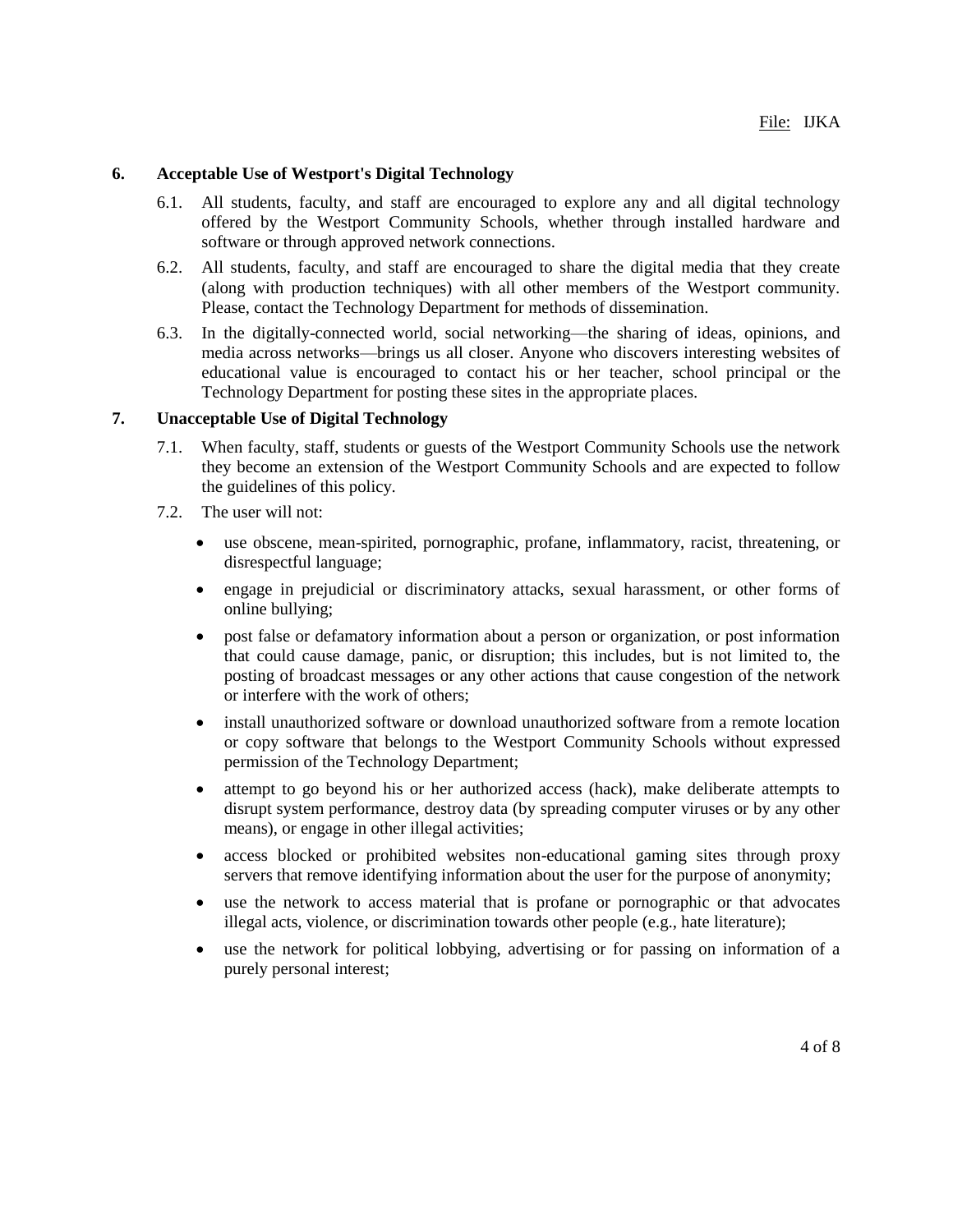## 6. Acceptable Use of Westport's Digital Technology

6.1. All students, faculty, and staff are encouraged to explore any and all digital technology offered by the Westport Community Schools, whether through installed hardware and software or through approved network connections.

6.2. All students, faculty, and staff are encouraged to share the digital media that they create (along with production techniques) with all other members of the Westport community. Please, contact the Technology Department for methods of dissemination.

6.3. In the digitally-connected world, social networking—the sharing of ideas, opinions, and media across networks—brings us all closer. Anyone who discovers interesting websites of educational value is encouraged to contact his or her teacher, school principal or the Technology Department for posting these sites in the appropriate places.

## 7. Unacceptable Use of Digital Technology

7.1. When faculty, staff, students or guests of the Westport Community Schools use the network they become an extension of the Westport Community Schools and are expected to follow the guidelines of this policy.

7.2. The user will not:

- use obscene, mean-spirited, pornographic, profane, inflammatory, racist, threatening, or disrespectful language;
- engage in prejudicial or discriminatory attacks, sexual harassment, or other forms of online bullying;
- post false or defamatory information about a person or organization, or post information that could cause damage, panic, or disruption; this includes, but is not limited to, the posting of broadcast messages or any other actions that cause congestion of the network or interfere with the work of others;
- install unauthorized software or download unauthorized software from a remote location or copy software that belongs to the Westport Community Schools without expressed permission of the Technology Department;
- attempt to go beyond his or her authorized access (hack), make deliberate attempts to disrupt system performance, destroy data (by spreading computer viruses or by any other means), or engage in other illegal activities;
- access blocked or prohibited websites non-educational gaming sites through proxy servers that remove identifying information about the user for the purpose of anonymity;
- use the network to access material that is profane or pornographic or that advocates illegal acts, violence, or discrimination towards other people (e.g., hate literature);
- use the network for political lobbying, advertising or for passing on information of a purely personal interest;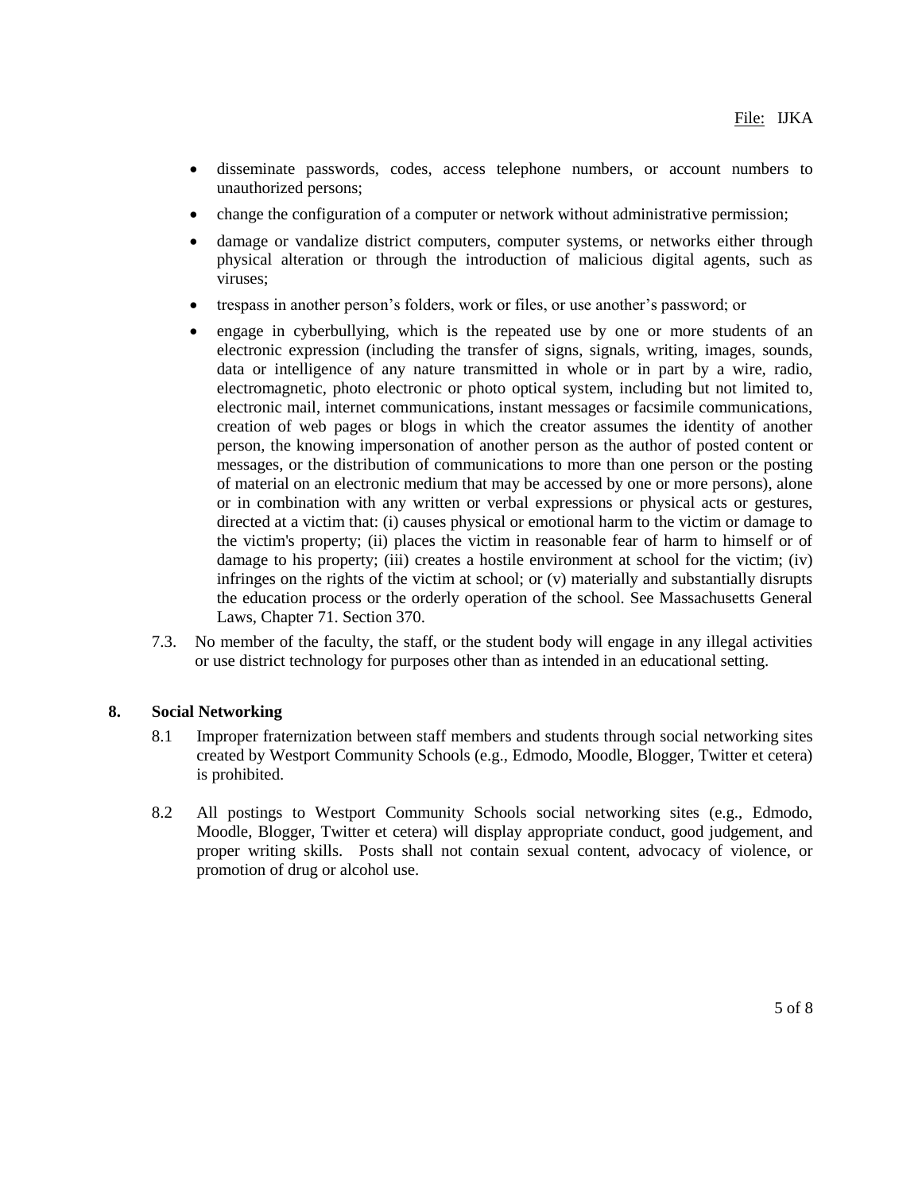- disseminate passwords, codes, access telephone numbers, or account numbers to unauthorized persons;
- change the configuration of a computer or network without administrative permission;
- damage or vandalize district computers, computer systems, or networks either through physical alteration or through the introduction of malicious digital agents, such as viruses;
- trespass in another person's folders, work or files, or use another's password; or
- engage in cyberbullying, which is the repeated use by one or more students of an electronic expression (including the transfer of signs, signals, writing, images, sounds, data or intelligence of any nature transmitted in whole or in part by a wire, radio, electromagnetic, photo electronic or photo optical system, including but not limited to, electronic mail, internet communications, instant messages or facsimile communications, creation of web pages or blogs in which the creator assumes the identity of another person, the knowing impersonation of another person as the author of posted content or messages, or the distribution of communications to more than one person or the posting of material on an electronic medium that may be accessed by one or more persons), alone or in combination with any written or verbal expressions or physical acts or gestures, directed at a victim that: (i) causes physical or emotional harm to the victim or damage to the victim's property; (ii) places the victim in reasonable fear of harm to himself or of damage to his property; (iii) creates a hostile environment at school for the victim; (iv) infringes on the rights of the victim at school; or (v) materially and substantially disrupts the education process or the orderly operation of the school. See Massachusetts General Laws, Chapter 71. Section 370.

7.3. No member of the faculty, the staff, or the student body will engage in any illegal activities or use district technology for purposes other than as intended in an educational setting.

## 8. Social Networking

8.1 Improper fraternization between staff members and students through social networking sites created by Westport Community Schools (e.g., Edmodo, Moodle, Blogger, Twitter et cetera) is prohibited.

8.2 All postings to Westport Community Schools social networking sites (e.g., Edmodo, Moodle, Blogger, Twitter et cetera) will display appropriate conduct, good judgement, and proper writing skills. Posts shall not contain sexual content, advocacy of violence, or promotion of drug or alcohol use.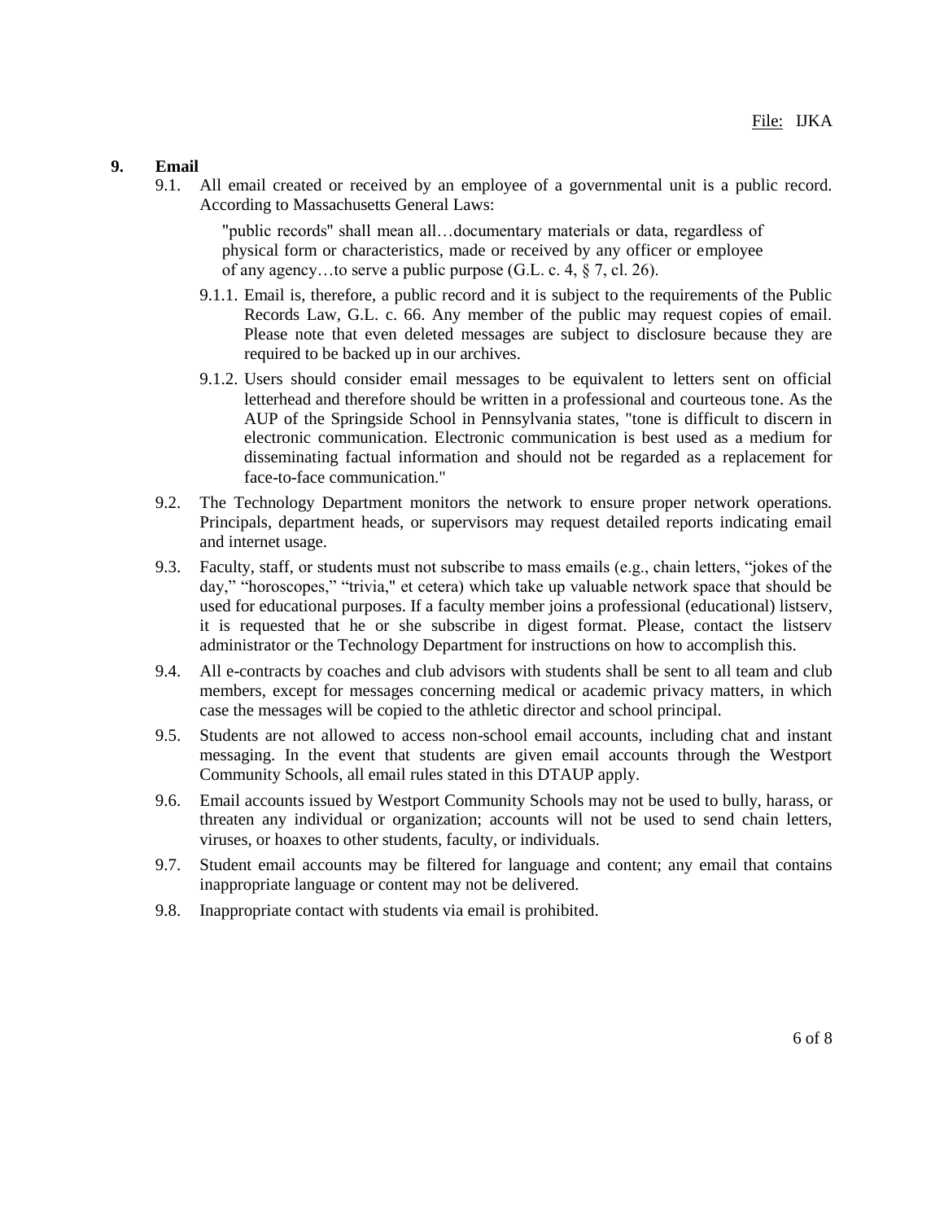## 9. Email

9.1. All email created or received by an employee of a governmental unit is a public record. According to Massachusetts General Laws:

> "public records" shall mean all…documentary materials or data, regardless of physical form or characteristics, made or received by any officer or employee of any agency…to serve a public purpose (G.L. c. 4, § 7, cl. 26).

9.1.1. Email is, therefore, a public record and it is subject to the requirements of the Public Records Law, G.L. c. 66. Any member of the public may request copies of email. Please note that even deleted messages are subject to disclosure because they are required to be backed up in our archives.

9.1.2. Users should consider email messages to be equivalent to letters sent on official letterhead and therefore should be written in a professional and courteous tone. As the AUP of the Springside School in Pennsylvania states, "tone is difficult to discern in electronic communication. Electronic communication is best used as a medium for disseminating factual information and should not be regarded as a replacement for face-to-face communication."

9.2. The Technology Department monitors the network to ensure proper network operations. Principals, department heads, or supervisors may request detailed reports indicating email and internet usage.

9.3. Faculty, staff, or students must not subscribe to mass emails (e.g., chain letters, "jokes of the day," "horoscopes," "trivia," et cetera) which take up valuable network space that should be used for educational purposes. If a faculty member joins a professional (educational) listserv, it is requested that he or she subscribe in digest format. Please, contact the listserv administrator or the Technology Department for instructions on how to accomplish this.

9.4. All e-contracts by coaches and club advisors with students shall be sent to all team and club members, except for messages concerning medical or academic privacy matters, in which case the messages will be copied to the athletic director and school principal.

9.5. Students are not allowed to access non-school email accounts, including chat and instant messaging. In the event that students are given email accounts through the Westport Community Schools, all email rules stated in this DTAUP apply.

9.6. Email accounts issued by Westport Community Schools may not be used to bully, harass, or threaten any individual or organization; accounts will not be used to send chain letters, viruses, or hoaxes to other students, faculty, or individuals.

9.7. Student email accounts may be filtered for language and content; any email that contains inappropriate language or content may not be delivered.

9.8. Inappropriate contact with students via email is prohibited.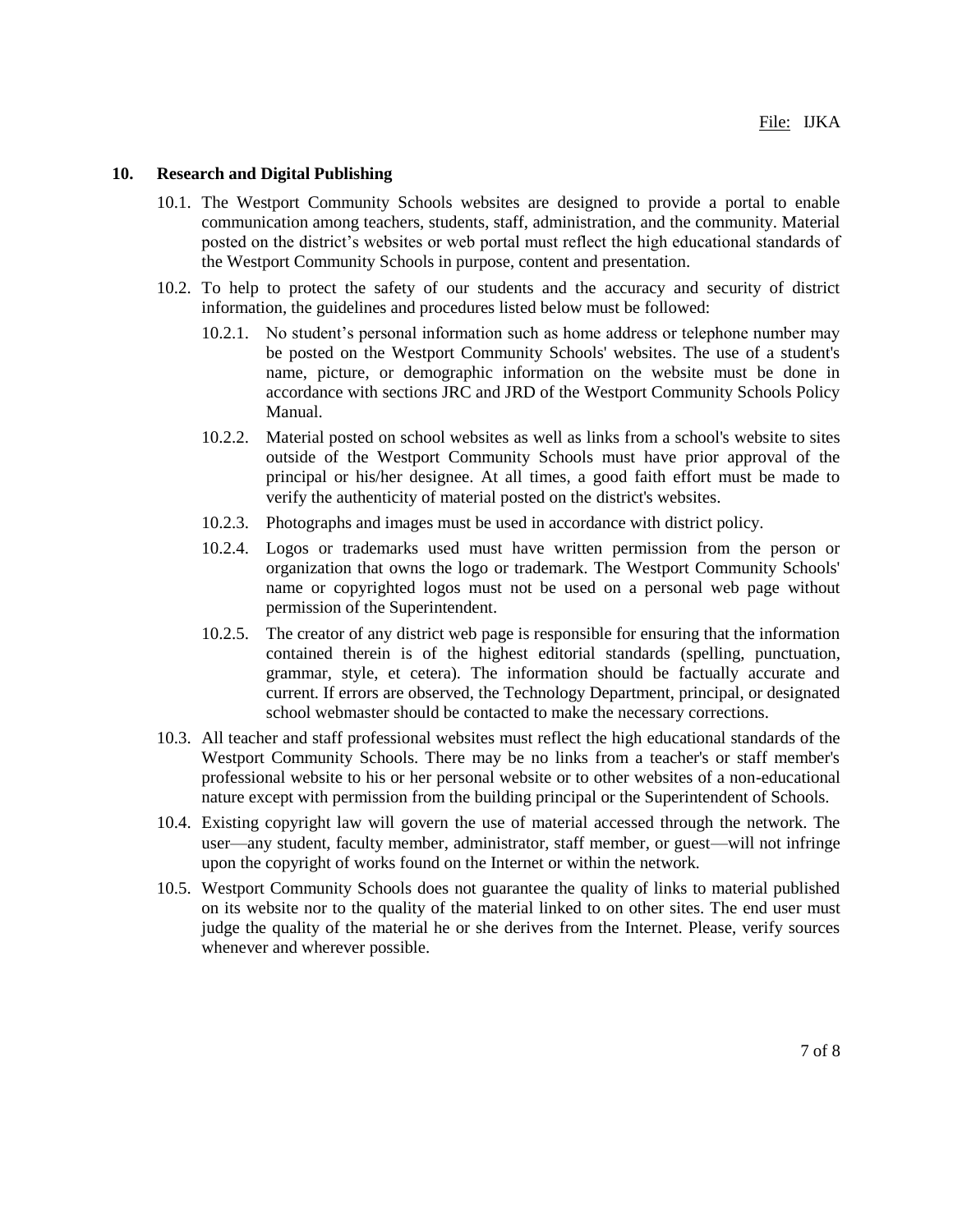## 10. Research and Digital Publishing

10.1. The Westport Community Schools websites are designed to provide a portal to enable communication among teachers, students, staff, administration, and the community. Material posted on the district's websites or web portal must reflect the high educational standards of the Westport Community Schools in purpose, content and presentation.

10.2. To help to protect the safety of our students and the accuracy and security of district information, the guidelines and procedures listed below must be followed:

- 10.2.1. No student's personal information such as home address or telephone number may be posted on the Westport Community Schools' websites. The use of a student's name, picture, or demographic information on the website must be done in accordance with sections JRC and JRD of the Westport Community Schools Policy Manual.
- 10.2.2. Material posted on school websites as well as links from a school's website to sites outside of the Westport Community Schools must have prior approval of the principal or his/her designee. At all times, a good faith effort must be made to verify the authenticity of material posted on the district's websites.
- 10.2.3. Photographs and images must be used in accordance with district policy.
- 10.2.4. Logos or trademarks used must have written permission from the person or organization that owns the logo or trademark. The Westport Community Schools' name or copyrighted logos must not be used on a personal web page without permission of the Superintendent.
- 10.2.5. The creator of any district web page is responsible for ensuring that the information contained therein is of the highest editorial standards (spelling, punctuation, grammar, style, et cetera). The information should be factually accurate and current. If errors are observed, the Technology Department, principal, or designated school webmaster should be contacted to make the necessary corrections.

10.3. All teacher and staff professional websites must reflect the high educational standards of the Westport Community Schools. There may be no links from a teacher's or staff member's professional website to his or her personal website or to other websites of a non-educational nature except with permission from the building principal or the Superintendent of Schools.

10.4. Existing copyright law will govern the use of material accessed through the network. The user—any student, faculty member, administrator, staff member, or guest—will not infringe upon the copyright of works found on the Internet or within the network.

10.5. Westport Community Schools does not guarantee the quality of links to material published on its website nor to the quality of the material linked to on other sites. The end user must judge the quality of the material he or she derives from the Internet. Please, verify sources whenever and wherever possible.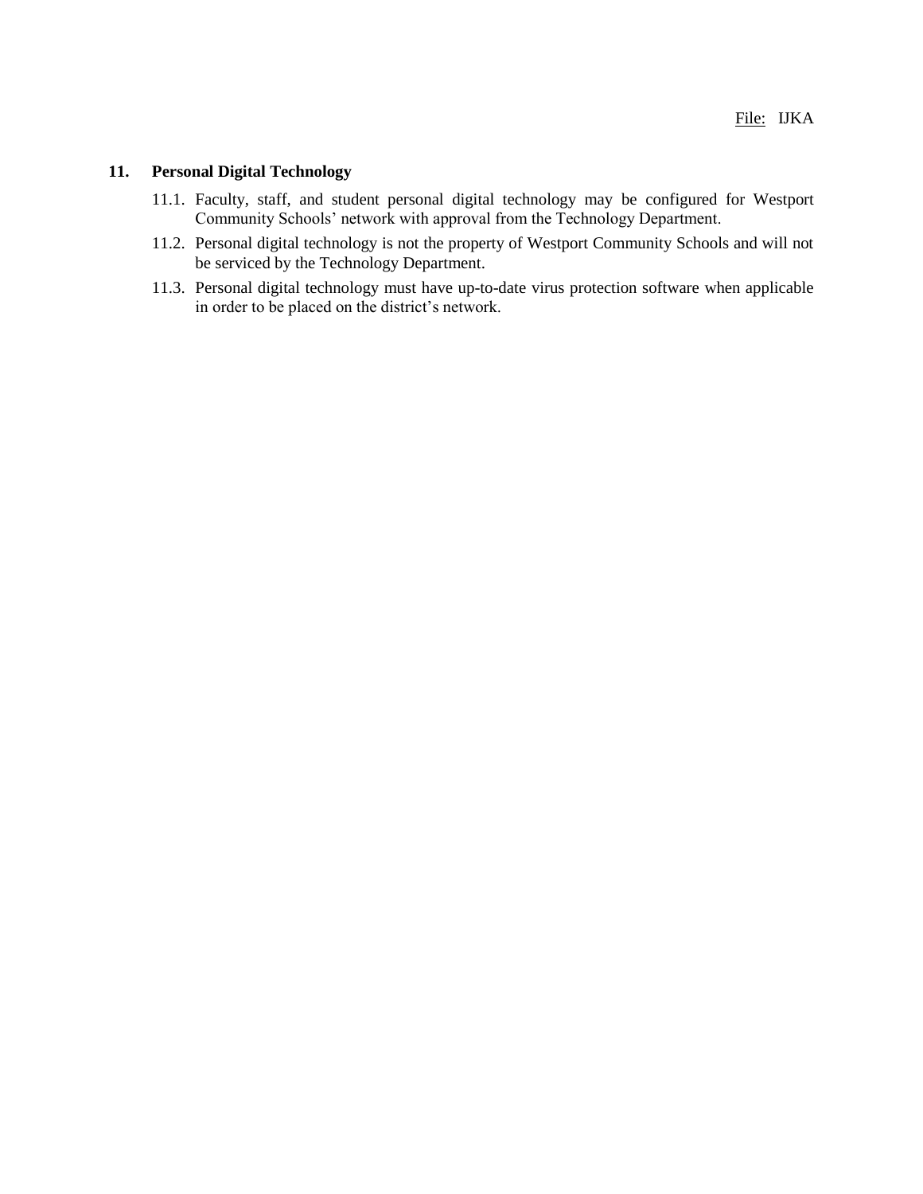## 11. Personal Digital Technology

11.1. Faculty, staff, and student personal digital technology may be configured for Westport Community Schools' network with approval from the Technology Department.

11.2. Personal digital technology is not the property of Westport Community Schools and will not be serviced by the Technology Department.

11.3. Personal digital technology must have up-to-date virus protection software when applicable in order to be placed on the district's network.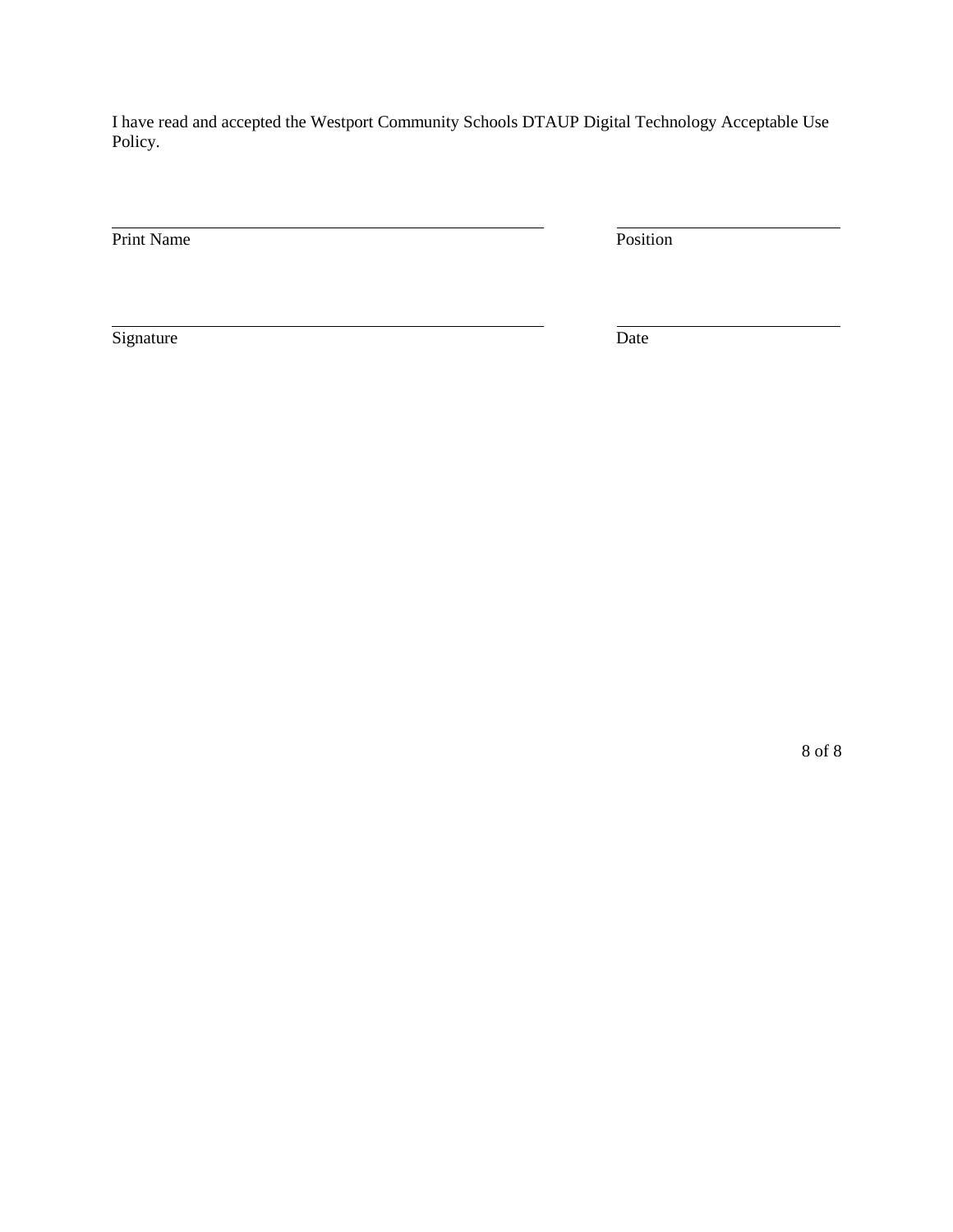I have read and accepted the Westport Community Schools DTAUP Digital Technology Acceptable Use Policy.

| | |
|---|---|
| \_\_\_\_\_\_\_\_\_\_\_\_\_\_\_\_\_\_\_\_\_\_\_\_\_\_\_\_\_\_\_\_\_\_\_\_\_\_ | \_\_\_\_\_\_\_\_\_\_\_\_\_\_\_\_\_\_\_\_ |
| Print Name | Position |
| \_\_\_\_\_\_\_\_\_\_\_\_\_\_\_\_\_\_\_\_\_\_\_\_\_\_\_\_\_\_\_\_\_\_\_\_\_\_ | \_\_\_\_\_\_\_\_\_\_\_\_\_\_\_\_\_\_\_\_ |
| Signature | Date |